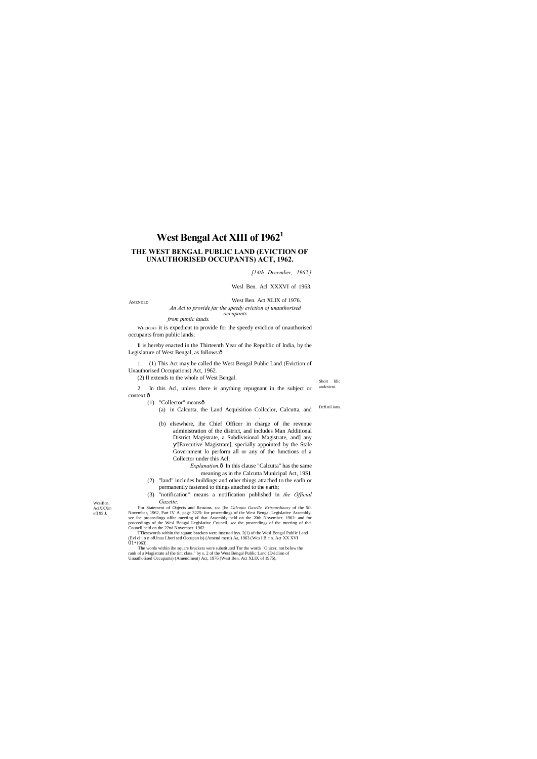# West Bengal Act XIII of 1962[1]

## THE WEST BENGAL PUBLIC LAND (EVICTION OF UNAUTHORISED OCCUPANTS) ACT, 1962.

*[14th December, 1962.]*

AMENDED

Wesl Ben. Acl XXXVI of 1963.

West Ben. Act XLIX of 1976.

*An Acl to provide far the speedy eviction of unauthorised occupants from public lauds.*

WHEREAS it is expedient to provide for ihe speedy eviclion of unauthorised occupants from public lands;

Ii is hereby enacted in the Thirteenth Year of ihe Republic of India, by the Legislature of West Bengal, as follows:ô

Short lillc andcxicni.

1. (1) This Act may be called the West Bengal Public Land (Eviction of Unauthorised Occupations) Act, 1962.

(2) II extends to the whole of West Bengal.

Dcfi nil ions.

2. In this Acl, unless there is anything repugnant in the subject or context,ô

(1) "Collector" meansô

(a) in Calcutta, the Land Acquisition Collcclor, Calcutta, and

(b) elsewhere, ihe Chief Officer in charge of ihe revenue administration of the district, and includes Man Additional District Magistrate, a Subdivisional Magistrate, and] any ý[Executive Magistrate], specially appointed by the Stale Government lo perform all or any of the functions of a Collector under this Acl;

*Explanation.*ô In this clause "Calcutta" has the same meaning as in the Calcutta Municipal Act, 19SI.

WcsiBcn, AciXXXm of] 95 J.

(2) "land" includes buildings and other things attached to the earlh or permanently fastened to things attached to the earth;

(3) "notification" means a notification published in *the Official Gazette;*

'For Statement of Objects and Reasons, *see* [he *Calcutta Gazelle, Extraordinary* of the 5ih November, 1962, Part IV A, page 3225: for proceedings of the West Bengal Legislative Assembly, see ihe proceedings ofihe meeting of that Assembly held on the 20th November. 1962: and for proceedings of the Wesl Bengal Legislative Council, *see* the proceedings of the meeting of thai Council held on the 22nd November. 1962.

TTiescwords within the squan: bracken were inserted bys. 2(1) of the Wesl Bengal Public Land (Evi ci i o n ofUnau Lhori sed Occupan is) (Amend meru) Aa, 1963 (Wcs i B c n. Act XX XVI 01*1963).

'The words within ihe square brackets were substituted Tor the words "Onicer, not below the rank of a Magistrate af (he tint class," by s. 2 of the West Bengal Public Land (Eviclion of Unauthorised Occupants) (Amendment) Act, 1976 (West Ben. Act XLIX of 1976).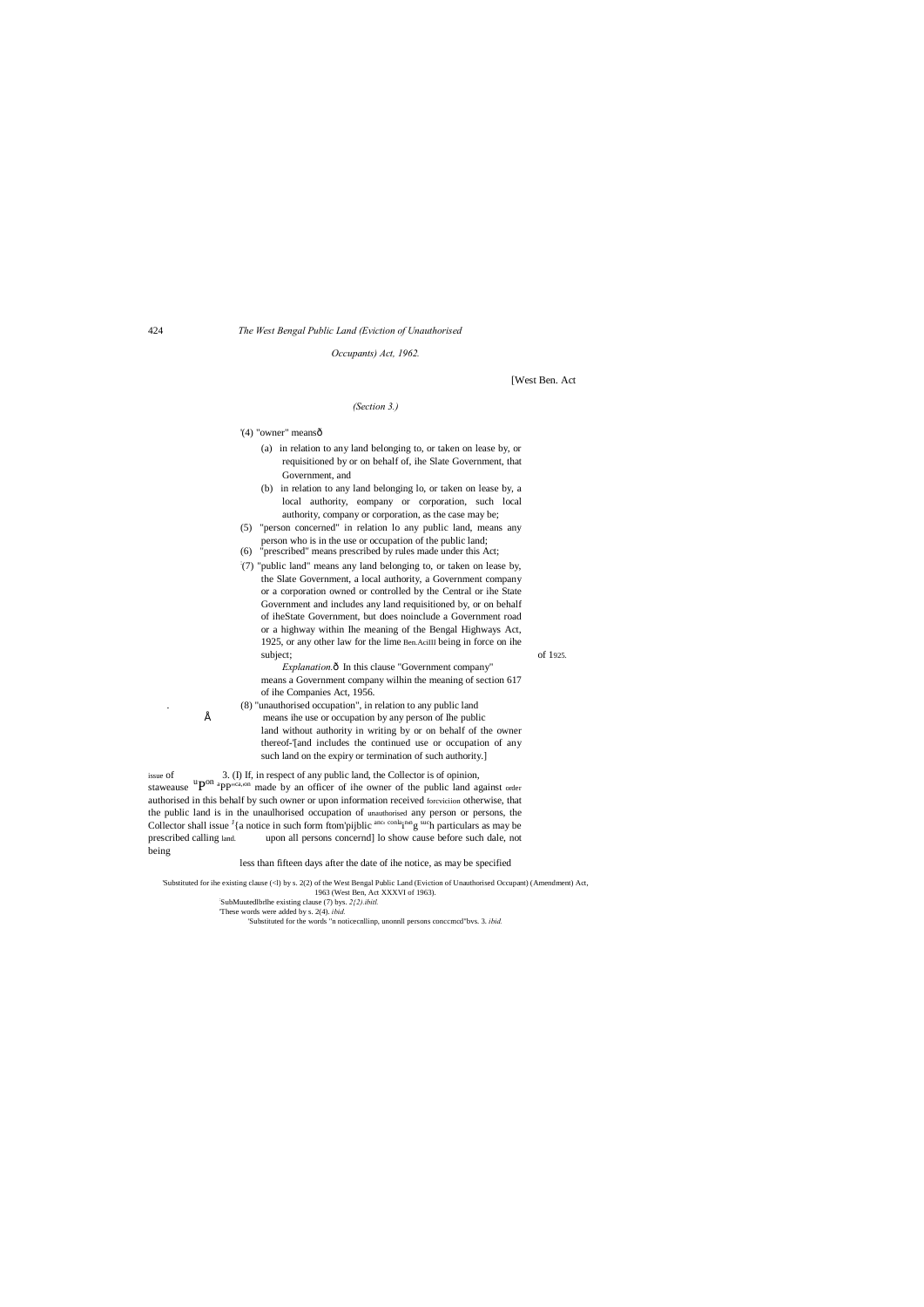[West Ben. Act

*(Section 3.)*

'(4) "owner" meansð

(a) in relation to any land belonging to, or taken on lease by, or requisitioned by or on behalf of, ihe Slate Government, that Government, and

(b) in relation to any land belonging lo, or taken on lease by, a local authority, eompany or corporation, such local authority, company or corporation, as the case may be;

(5) "person concerned" in relation lo any public land, means any person who is in the use or occupation of the public land;

(6) "prescribed" means prescribed by rules made under this Act;

:(7) "public land" means any land belonging to, or taken on lease by, the Slate Government, a local authority, a Government company or a corporation owned or controlled by the Central or ihe State Government and includes any land requisitioned by, or on behalf of iheState Government, but does noinclude a Government road or a highway within Ihe meaning of the Bengal Highways Act, 1925, or any other law for the lime Ben.AcilII being in force on ihe subject; of 1925.

*Explanation.*ð In this clause "Government company" means a Government company wilhin the meaning of section 617 of ihe Companies Act, 1956.

(8) "unauthorised occupation", in relation to any public land means ihe use or occupation by any person of Ihe public land without authority in writing by or on behalf of the owner thereof-'[and includes the continued use or occupation of any such land on the expiry or termination of such authority.]

issue of staweause 3. (I) If, in respect of any public land, the Collector is of opinion, upon application made by an officer of ihe owner of the public land against order authorised in this behalf by such owner or upon information received forcviciion otherwise, that the public land is in the unaulhorised occupation of unauthorised any person or persons, the Collector shall issue '{a notice in such form ftom'pijblic land containing such particulars as may be prescribed calling land. upon all persons concernd] lo show cause before such dale, not being less than fifteen days after the date of ihe notice, as may be specified

'Substituted for ihe existing clause (<l) by s. 2(2) of the West Bengal Public Land (Eviction of Unauthorised Occupant) (Amendment) Act, 1963 (West Ben, Act XXXVI of 1963).

:SubMuutedlbrlhe existing clause (7) bys. *2{2).ibitl.*

'These words were added by s. 2(4). *ibid.*

'Substituted for the words "n noticecnllinp, unonnll persons conccmcd"bvs. 3. *ibid.*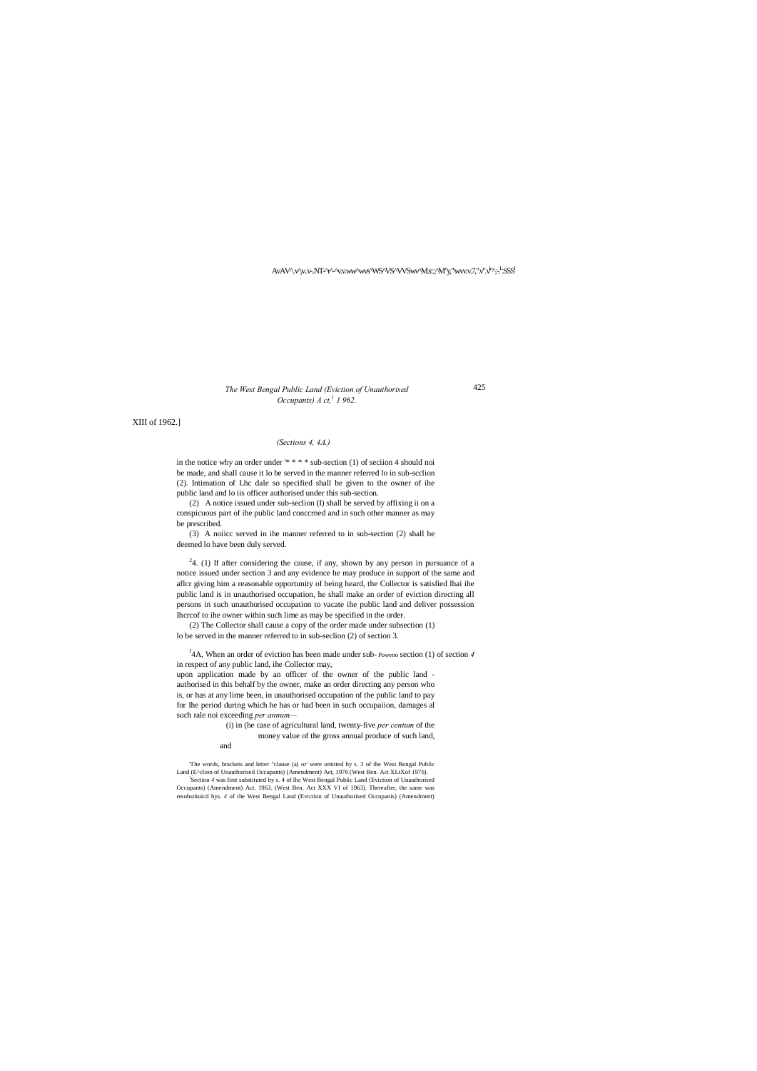XIII of 1962.]

*(Sections 4, 4A.)*

in the notice why an order under '* * * * sub-section (1) of seciion 4 should noi be made, and shall cause it lo be served in the manner referred lo in sub-scclion (2). Intimation of Lhc dale so specified shall be given to the owner of ihe public land and lo iis officer authorised under this sub-section.

(2) A notice issued under sub-seclion (I) shall be served by affixing ii on a conspicuous part of ihe public land conccrned and in such other manner as may be prescribed.

(3) A noiicc served in ihe manner referred to in sub-section (2) shall be deemed lo have been duly served.

[2]4. (1) If after considering the cause, if any, shown by any person in pursuance of a notice issued under section 3 and any evidence he may produce in support of the same and aflcr giving him a reasonable opportunity of being heard, the Collector is satisfied lhai ihe public land is in unauthorised occupation, he shall make an order of eviction directing all persons in such unauthorised occupation to vacate ihe public land and deliver possession Ihcrcof to ihe owner within such lime as may be specified in the order.

(2) The Collector shall cause a copy of the order made under subsection (1) lo be served in the manner referred to in sub-seclion (2) of section 3.

[3]4A, When an order of eviction has been made under sub- Poweno section (1) of section *4* in respect of any public land, ihe Collector may,

upon application made by an officer of the owner of the public land - authorised in this behalf by the owner, make an order directing any person who is, or has at any lime been, in unauthorised occupation of the public land to pay for Ihe period during which he has or had been in such occupaiion, damages al such rale noi exceeding *per annum*—

(i) in (he case of agricultural land, twenty-five *per centum* of the money value of the gross annual produce of such land, and

'The words, brackets and letter "clause (a) or' were omitted by s. 3 of the West Bengal Public Land (E^clion of Unauthorised Occupants) (Amendment) Act, 1976 (West Ben. Act XLtXof 1976).

[2]Section *4* was first substituted by s. 4 of lhc West Bengal Public Land (Eviction of Unauthorised Occupants) (Amendment) Act. 1963. (West Ben. Act XXX VI of 1963). Thereafter, the same was resubstituicd bys. *4* of the West Bengal Land (Eviction of Unauthorised Occupanis) (Amendment)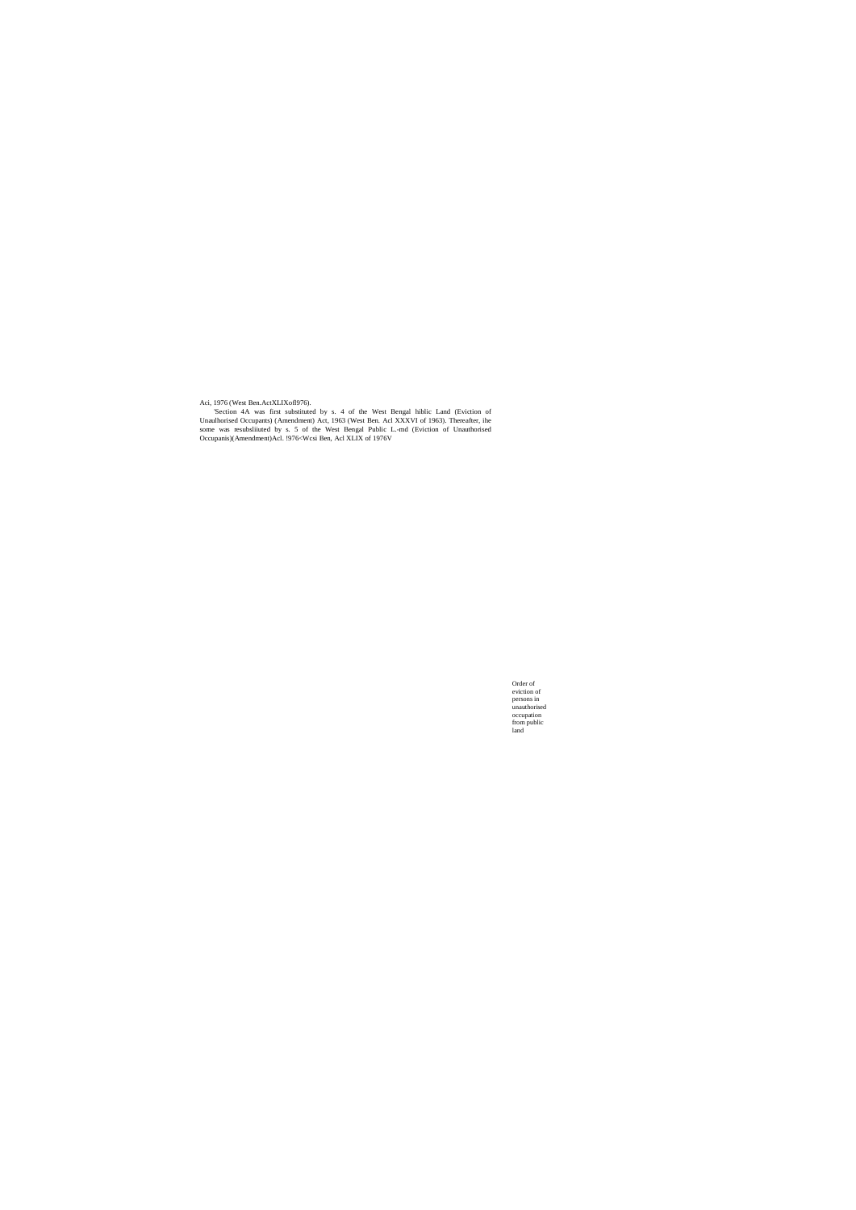Aci, 1976 (West Ben.ActXLIXofl976).

'Section 4A was first substituted by s. 4 of the West Bengal hiblic Land (Eviction of Unaulhorised Occupants) (Amendment) Act, 1963 (West Ben. Acl XXXVI of 1963). Thereafter, ihe some was resubsliiuted by s. 5 of the West Bengal Public L.-md (Eviction of Unauthorised Occupanis)(Amendment)Acl. !976<Wcsi Ben, Acl XLIX of 1976V

Order of eviction of persons in unauthorised occupation from public land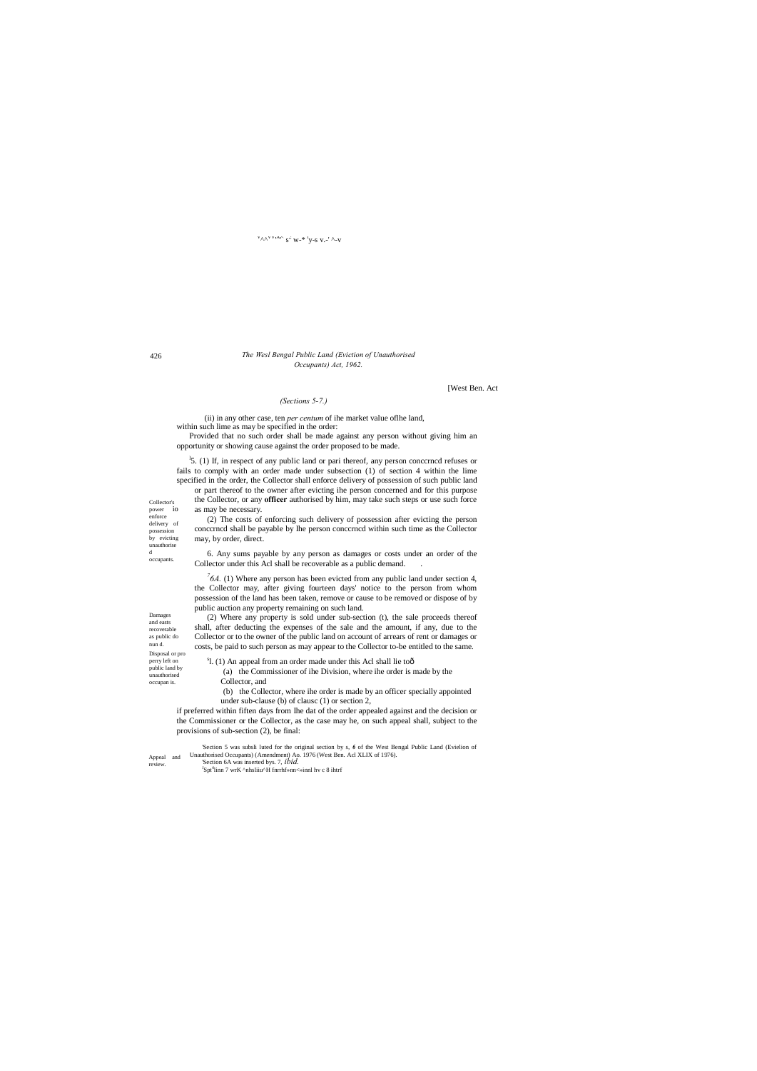[West Ben. Act

*(Sections 5-7.)*

(ii) in any other case, ten *per centum* of ihe market value oflhe land, within such lime as may be specified in the order:

Provided that no such order shall be made against any person without giving him an opportunity or showing cause against the order proposed to be made.

Collector's power io enforce delivery of possession by evicting unauthorised occupants.

[l]5. (1) If, in respect of any public land or pari thereof, any person conccrncd refuses or fails to comply with an order made under subsection (1) of section 4 within the lime specified in the order, the Collector shall enforce delivery of possession of such public land or part thereof to the owner after evicting ihe person concerned and for this purpose the Collector, or any **officer** authorised by him, may take such steps or use such force as may be necessary.

(2) The costs of enforcing such delivery of possession after evicting the person conccrncd shall be payable by Ihe person conccrncd within such time as the Collector may, by order, direct.

Damages and easts recoverable as public do nun d.

6. Any sums payable by any person as damages or costs under an order of the Collector under this Acl shall be recoverable as a public demand.

Disposal or pro perry left on public land by unauthorised occupan is.

[7]*6A.* (1) Where any person has been evicted from any public land under section 4, the Collector may, after giving fourteen days' notice to the person from whom possession of the land has been taken, remove or cause to be removed or dispose of by public auction any property remaining on such land.

(2) Where any property is sold under sub-section (t), the sale proceeds thereof shall, after deducting the expenses of the sale and the amount, if any, due to the Collector or to the owner of the public land on account of arrears of rent or damages or costs, be paid to such person as may appear to the Collector to-be entitled to the same.

Appeal and review.

[s]l. (1) An appeal from an order made under this Acl shall lie to—

(a) the Commissioner of ihe Division, where ihe order is made by the Collector, and

(b) the Collector, where ihe order is made by an officer specially appointed under sub-clause (b) of clausc (1) or section 2,

if preferred within fiften days from Ihe dat of the order appealed against and the decision or the Commissioner or the Collector, as the case may he, on such appeal shall, subject to the provisions of sub-section (2), be final:

'Section 5 was subsli luted for the original section by s, 6 of the West Bengal Public Land (Evielion of Unauthorised Occupants) (Amendment) Ao. 1976 (West Ben. Acl XLIX of 1976).

'Section 6A was inserted bys. 7, *ibid.*

[l]Spt"linn 7 wrK ^nhsliiu^H fnrrhf»nn<»innl hv c 8 ihtrf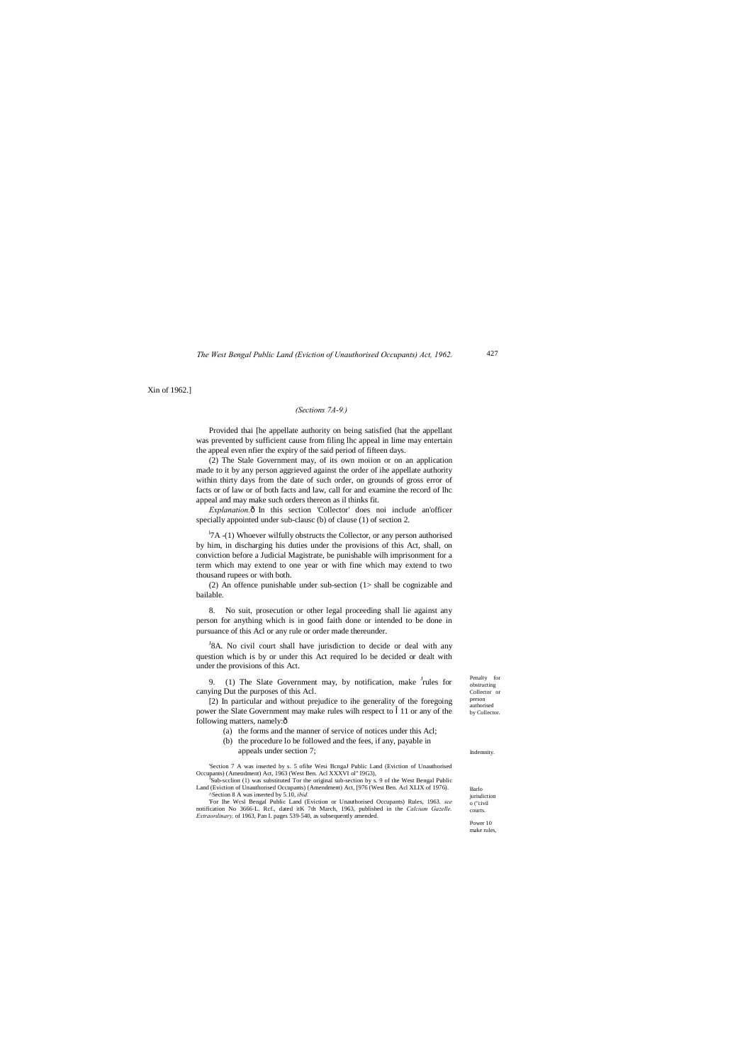Xin of 1962.]

*(Sections 7A-9.)*

Provided thai [he appellate authority on being satisfied (hat the appellant was prevented by sufficient cause from filing lhc appeal in lime may entertain the appeal even nfier the expiry of the said period of fifteen days.

(2) The Stale Government may, of its own moiion or on an application made to it by any person aggrieved against the order of ihe appellate authority within thirty days from the date of such order, on grounds of gross error of facts or of law or of both facts and law, call for and examine the record of lhc appeal and may make such orders thereon as il thinks fit.

*Explanation.*ô In this section 'Collector' does noi include an'officer specially appointed under sub-clausc (b) of clause (1) of section 2.

Penalty for obstructing Collector or person authorised by Collector.

[1]7A -(1) Whoever wilfully obstructs the Collector, or any person authorised by him, in discharging his duties under the provisions of this Act, shall, on conviction before a Judicial Magistrate, be punishable wilh imprisonment for a term which may extend to one year or with fine which may extend to two thousand rupees or with both.

(2) An offence punishable under sub-section (1> shall be cognizable and bailable.

Indemnity.

8. No suit, prosecution or other legal proceeding shall lie against any person for anything which is in good faith done or intended to be done in pursuance of this Acl or any rule or order made thereunder.

Barlo jurisdiction o ("civil courts.

[J]8A. No civil court shall have jurisdiction to decide or deal with any question which is by or under this Act required lo be decided or dealt with under the provisions of this Act.

Power 10 make rules,

9. (1) The Slate Government may, by notification, make [J]rules for canying Dut the purposes of this Acl.

[2) In particular and without prejudice to ihe generality of the foregoing power the Slate Government may make rules wilh respect to Î 11 or any of the following matters, namely:ô

(a) the forms and the manner of service of notices under this Acl;
(b) the procedure lo be followed and the fees, if any, payable in appeals under section 7;

'Section 7 A was inserted by s. 5 ofihe Wesi BcngaJ Public Land (Eviction of Unauthorised Occupants) (Amendment) Act, 1963 (West Ben. Acl XXXVI ol" I9G3),

[J]Sub-scclion (1) was substituted Tor the original sub-section by s. 9 of the West Bengal Public Land (Eviction of Unauthorised Occupants) (Amendment) Act, [976 (West Ben. Acl XLIX of 1976).

^Section 8 A was inserted by 5.10, *ibid.*

'For Ihe Wcsl Bengal Public Land (Eviction or Unauthorised Occupants) Rules, 1963. *see* notification No 3666-L. Rcf., dated itK 7th March, 1963, published in the *Calcium Gazelle. Extraordinary,* of 1963, Pan I. pages 539-540, as subsequently amended.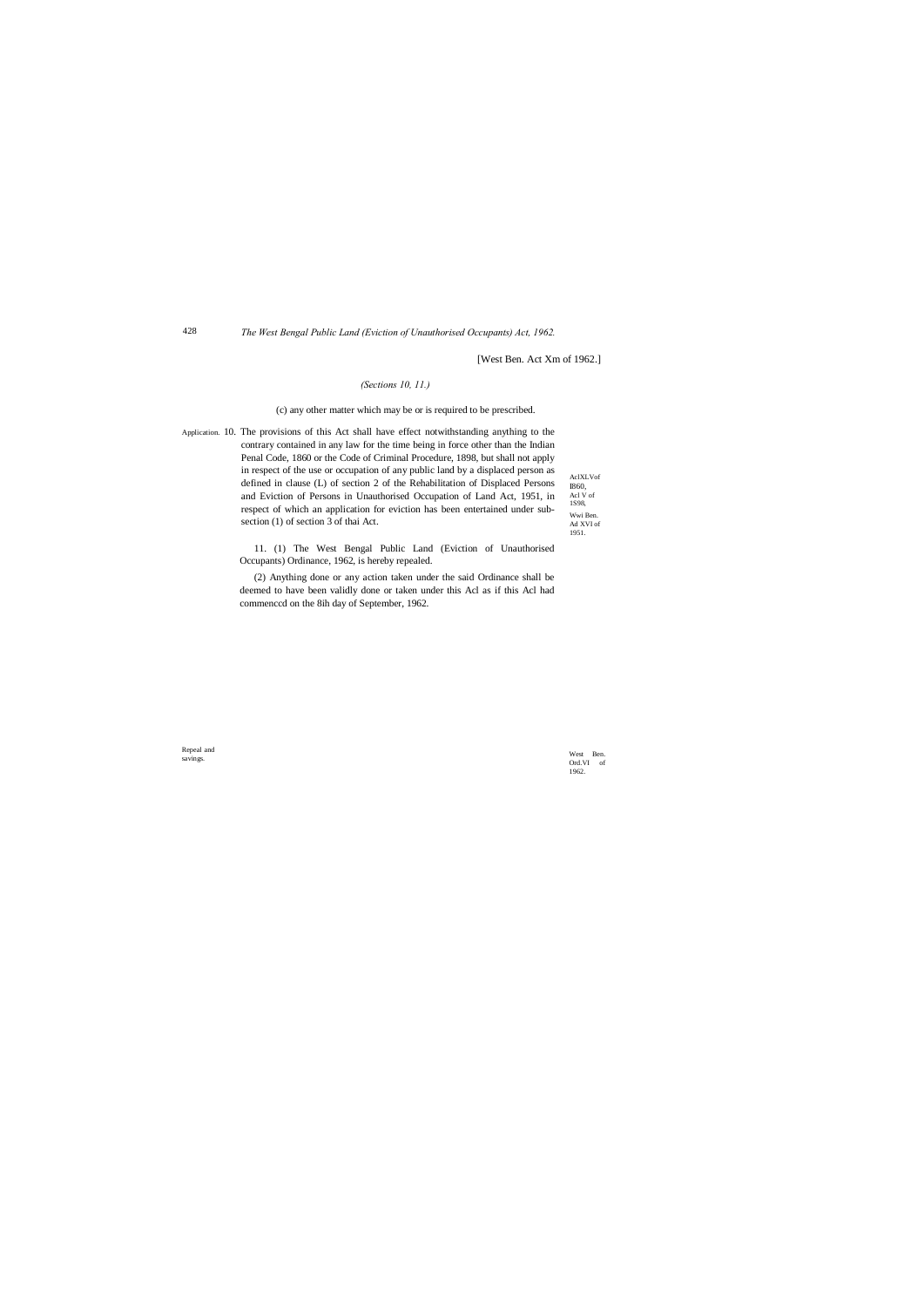[West Ben. Act Xm of 1962.]

*(Sections 10, 11.)*

(c) any other matter which may be or is required to be prescribed.

Application. 10. The provisions of this Act shall have effect notwithstanding anything to the contrary contained in any law for the time being in force other than the Indian Penal Code, 1860 or the Code of Criminal Procedure, 1898, but shall not apply in respect of the use or occupation of any public land by a displaced person as defined in clause (L) of section 2 of the Rehabilitation of Displaced Persons and Eviction of Persons in Unauthorised Occupation of Land Act, 1951, in respect of which an application for eviction has been entertained under sub-section (1) of section 3 of thai Act.

AclXLVof I860, Acl V of 1S98, Wwi Ben. Ad XVI of 1951.

Repeal and savings. 11. (1) The West Bengal Public Land (Eviction of Unauthorised Occupants) Ordinance, 1962, is hereby repealed.

West Ben. Ord.VI of 1962.

(2) Anything done or any action taken under the said Ordinance shall be deemed to have been validly done or taken under this Acl as if this Acl had commenccd on the 8ih day of September, 1962.